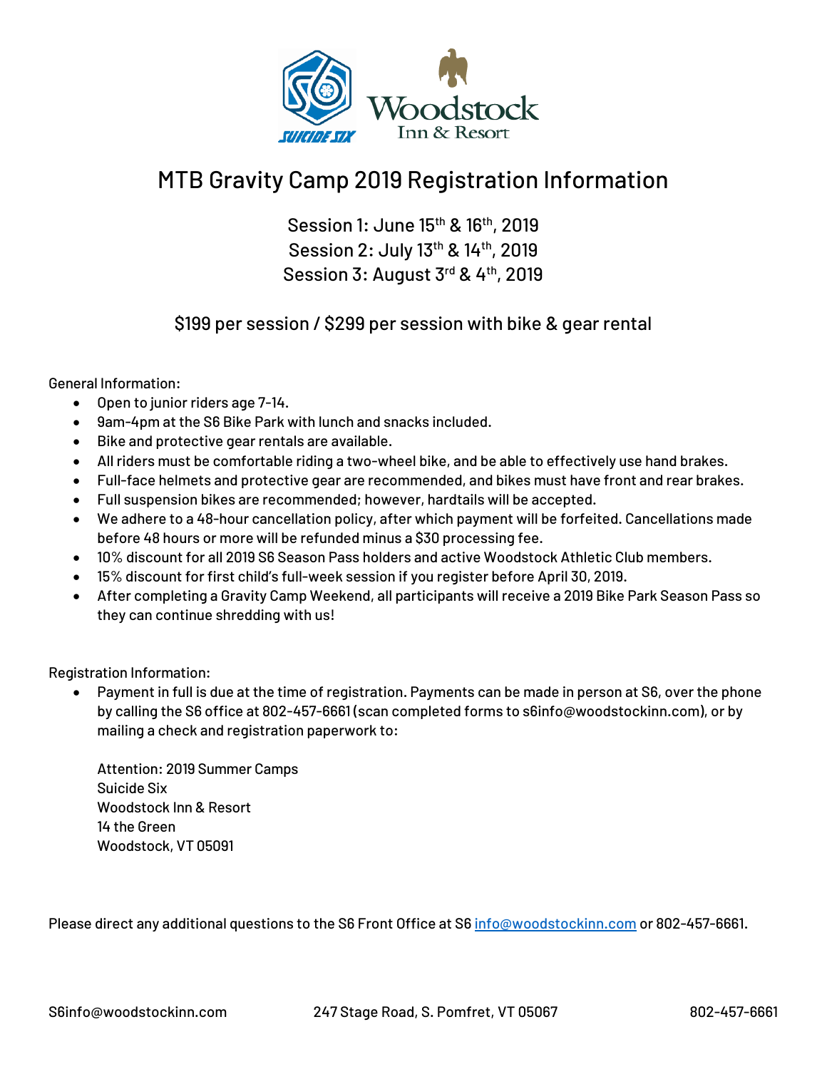# MTB Gravity Camp 2019 Registration Information

Session 1: June 15th & 16th, 2019
Session 2: July 13th & 14th, 2019
Session 3: August 3rd & 4th, 2019

$199 per session / $299 per session with bike & gear rental

General Information:

- Open to junior riders age 7-14.
- 9am-4pm at the S6 Bike Park with lunch and snacks included.
- Bike and protective gear rentals are available.
- All riders must be comfortable riding a two-wheel bike, and be able to effectively use hand brakes.
- Full-face helmets and protective gear are recommended, and bikes must have front and rear brakes.
- Full suspension bikes are recommended; however, hardtails will be accepted.
- We adhere to a 48-hour cancellation policy, after which payment will be forfeited. Cancellations made before 48 hours or more will be refunded minus a $30 processing fee.
- 10% discount for all 2019 S6 Season Pass holders and active Woodstock Athletic Club members.
- 15% discount for first child's full-week session if you register before April 30, 2019.
- After completing a Gravity Camp Weekend, all participants will receive a 2019 Bike Park Season Pass so they can continue shredding with us!

Registration Information:

- Payment in full is due at the time of registration. Payments can be made in person at S6, over the phone by calling the S6 office at 802-457-6661 (scan completed forms to s6info@woodstockinn.com), or by mailing a check and registration paperwork to:

  Attention: 2019 Summer Camps
  Suicide Six
  Woodstock Inn & Resort
  14 the Green
  Woodstock, VT 05091

Please direct any additional questions to the S6 Front Office at S6 info@woodstockinn.com or 802-457-6661.

S6info@woodstockinn.com | 247 Stage Road, S. Pomfret, VT 05067 | 802-457-6661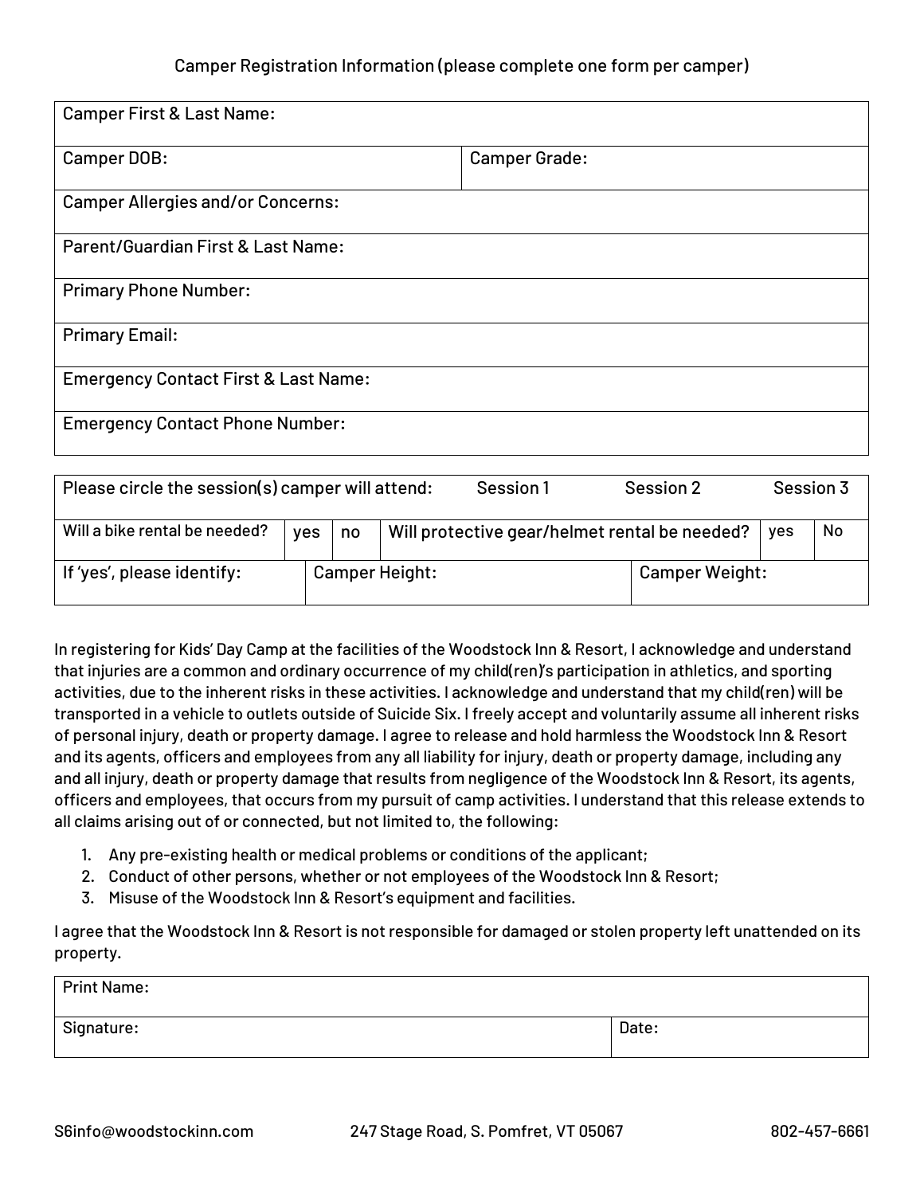Camper Registration Information (please complete one form per camper)

| | |
|---|---|
| Camper First & Last Name: | |
| Camper DOB: | Camper Grade: |
| Camper Allergies and/or Concerns: | |
| Parent/Guardian First & Last Name: | |
| Primary Phone Number: | |
| Primary Email: | |
| Emergency Contact First & Last Name: | |
| Emergency Contact Phone Number: | |

| | | | | | | |
|---|---|---|---|---|---|---|
| Please circle the session(s) camper will attend: | | | Session 1 | Session 2 | | Session 3 |
| Will a bike rental be needed? | yes | no | Will protective gear/helmet rental be needed? | | yes | No |
| If 'yes', please identify: | Camper Height: | | | Camper Weight: | | |

In registering for Kids' Day Camp at the facilities of the Woodstock Inn & Resort, I acknowledge and understand that injuries are a common and ordinary occurrence of my child(ren)'s participation in athletics, and sporting activities, due to the inherent risks in these activities. I acknowledge and understand that my child(ren) will be transported in a vehicle to outlets outside of Suicide Six. I freely accept and voluntarily assume all inherent risks of personal injury, death or property damage. I agree to release and hold harmless the Woodstock Inn & Resort and its agents, officers and employees from any all liability for injury, death or property damage, including any and all injury, death or property damage that results from negligence of the Woodstock Inn & Resort, its agents, officers and employees, that occurs from my pursuit of camp activities. I understand that this release extends to all claims arising out of or connected, but not limited to, the following:

1. Any pre-existing health or medical problems or conditions of the applicant;
2. Conduct of other persons, whether or not employees of the Woodstock Inn & Resort;
3. Misuse of the Woodstock Inn & Resort's equipment and facilities.

I agree that the Woodstock Inn & Resort is not responsible for damaged or stolen property left unattended on its property.

| | |
|---|---|
| Print Name: | |
| Signature: | Date: |

S6info@woodstockinn.com 247 Stage Road, S. Pomfret, VT 05067 802-457-6661